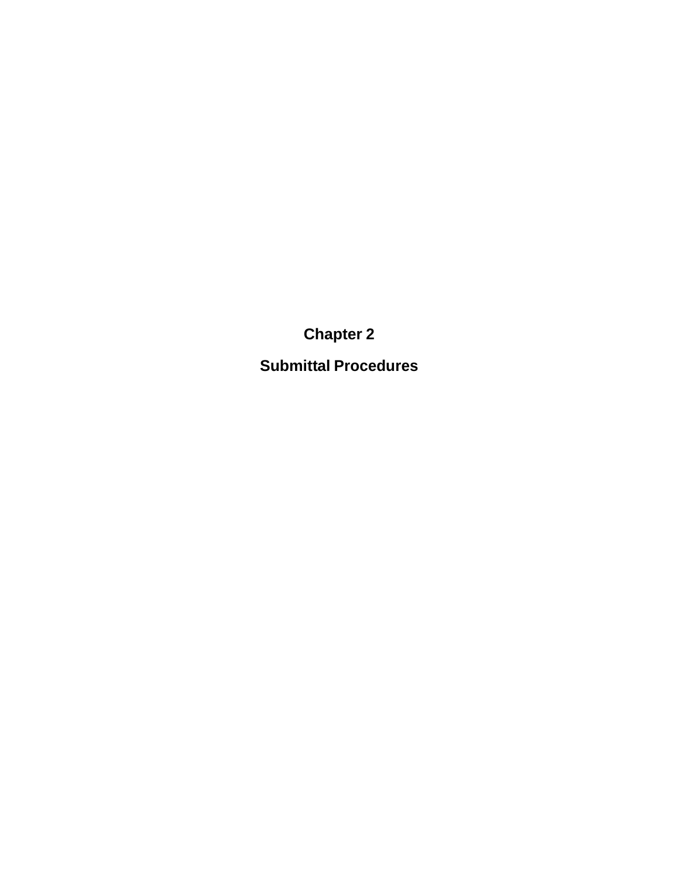# Chapter 2

## Submittal Procedures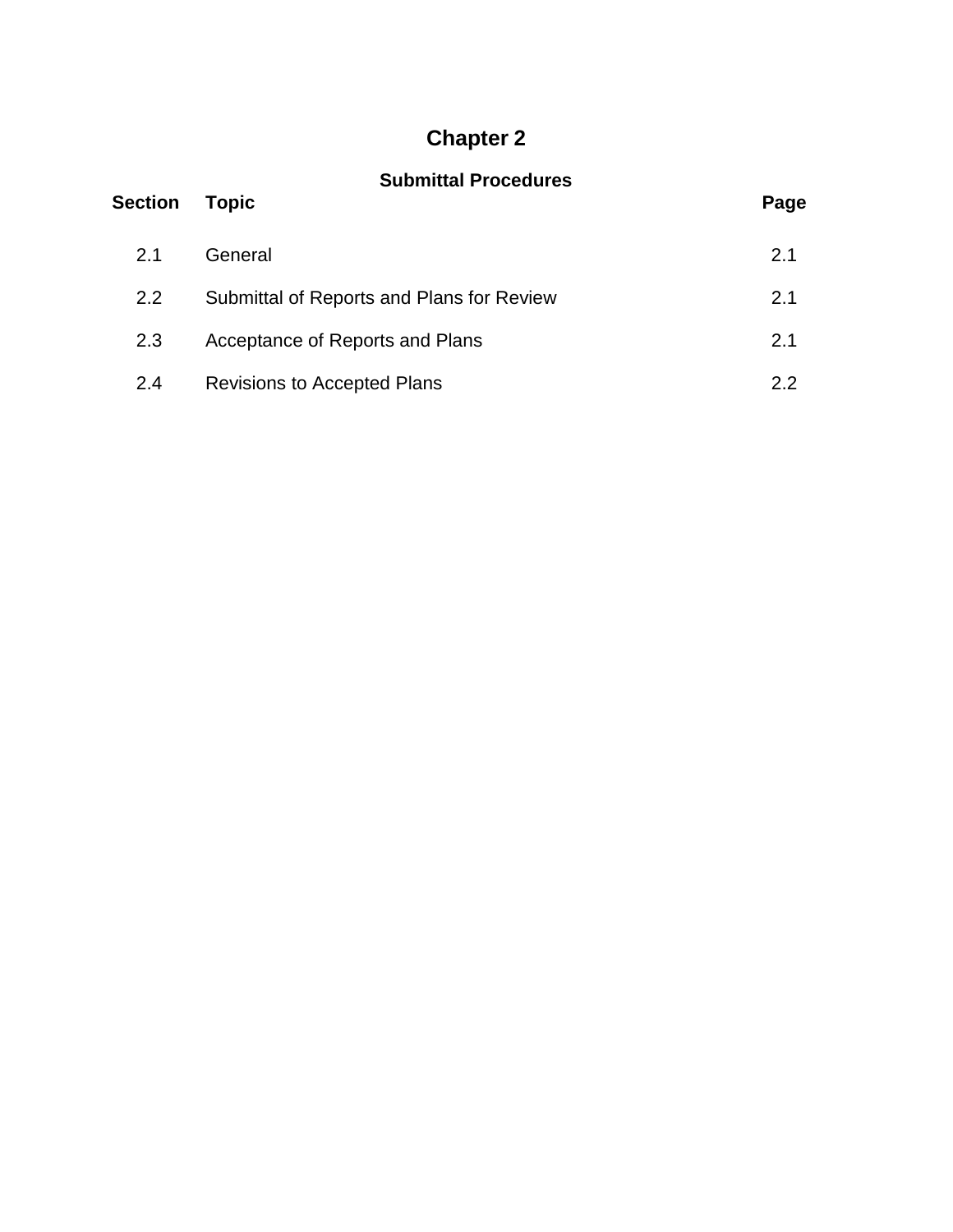# Chapter 2

## Submittal Procedures

| Section | Topic | Page |
|---|---|---|
| 2.1 | General | 2.1 |
| 2.2 | Submittal of Reports and Plans for Review | 2.1 |
| 2.3 | Acceptance of Reports and Plans | 2.1 |
| 2.4 | Revisions to Accepted Plans | 2.2 |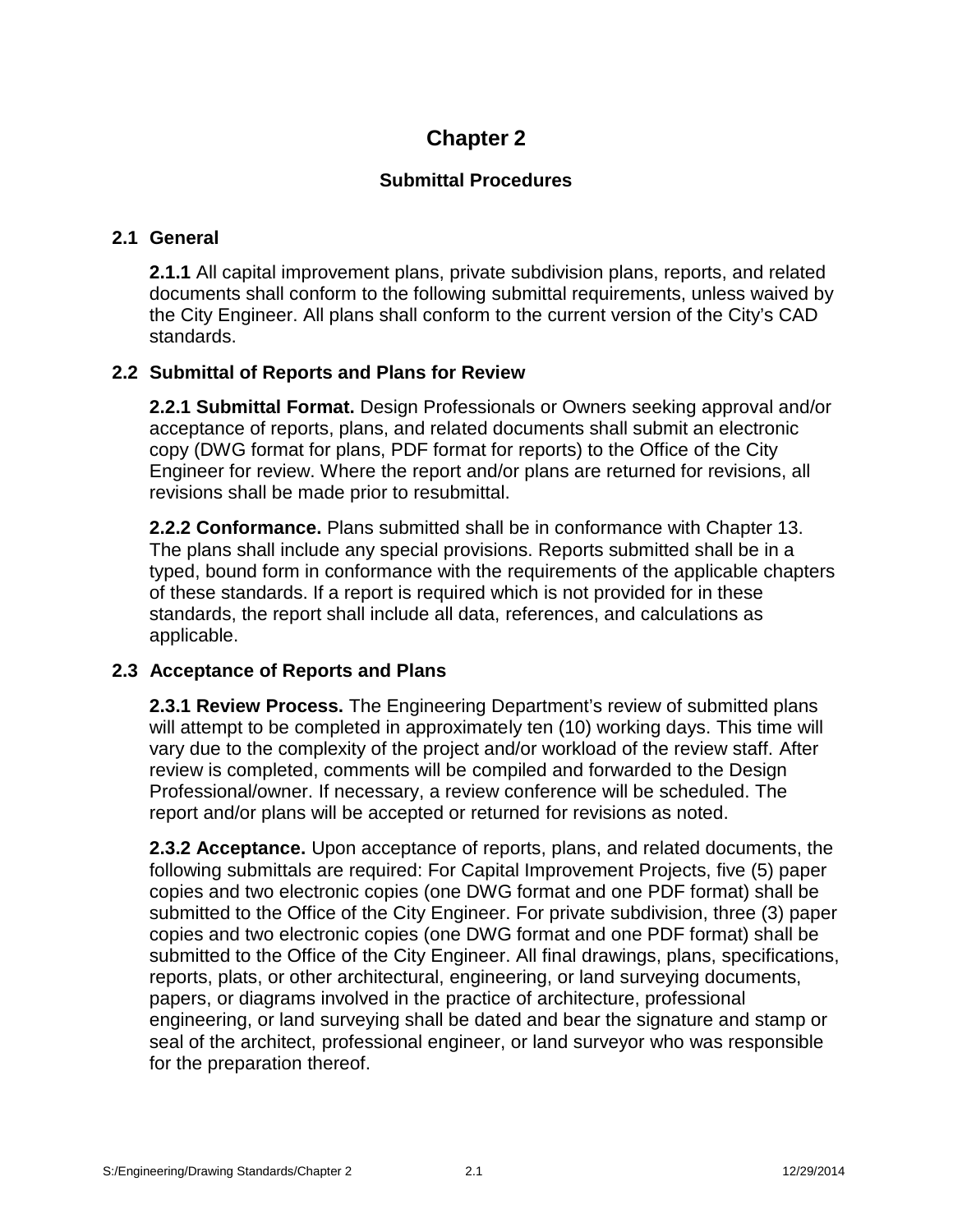# Chapter 2

## Submittal Procedures

### 2.1 General

**2.1.1** All capital improvement plans, private subdivision plans, reports, and related documents shall conform to the following submittal requirements, unless waived by the City Engineer. All plans shall conform to the current version of the City's CAD standards.

### 2.2 Submittal of Reports and Plans for Review

**2.2.1 Submittal Format.** Design Professionals or Owners seeking approval and/or acceptance of reports, plans, and related documents shall submit an electronic copy (DWG format for plans, PDF format for reports) to the Office of the City Engineer for review. Where the report and/or plans are returned for revisions, all revisions shall be made prior to resubmittal.

**2.2.2 Conformance.** Plans submitted shall be in conformance with Chapter 13. The plans shall include any special provisions. Reports submitted shall be in a typed, bound form in conformance with the requirements of the applicable chapters of these standards. If a report is required which is not provided for in these standards, the report shall include all data, references, and calculations as applicable.

### 2.3 Acceptance of Reports and Plans

**2.3.1 Review Process.** The Engineering Department's review of submitted plans will attempt to be completed in approximately ten (10) working days. This time will vary due to the complexity of the project and/or workload of the review staff. After review is completed, comments will be compiled and forwarded to the Design Professional/owner. If necessary, a review conference will be scheduled. The report and/or plans will be accepted or returned for revisions as noted.

**2.3.2 Acceptance.** Upon acceptance of reports, plans, and related documents, the following submittals are required: For Capital Improvement Projects, five (5) paper copies and two electronic copies (one DWG format and one PDF format) shall be submitted to the Office of the City Engineer. For private subdivision, three (3) paper copies and two electronic copies (one DWG format and one PDF format) shall be submitted to the Office of the City Engineer. All final drawings, plans, specifications, reports, plats, or other architectural, engineering, or land surveying documents, papers, or diagrams involved in the practice of architecture, professional engineering, or land surveying shall be dated and bear the signature and stamp or seal of the architect, professional engineer, or land surveyor who was responsible for the preparation thereof.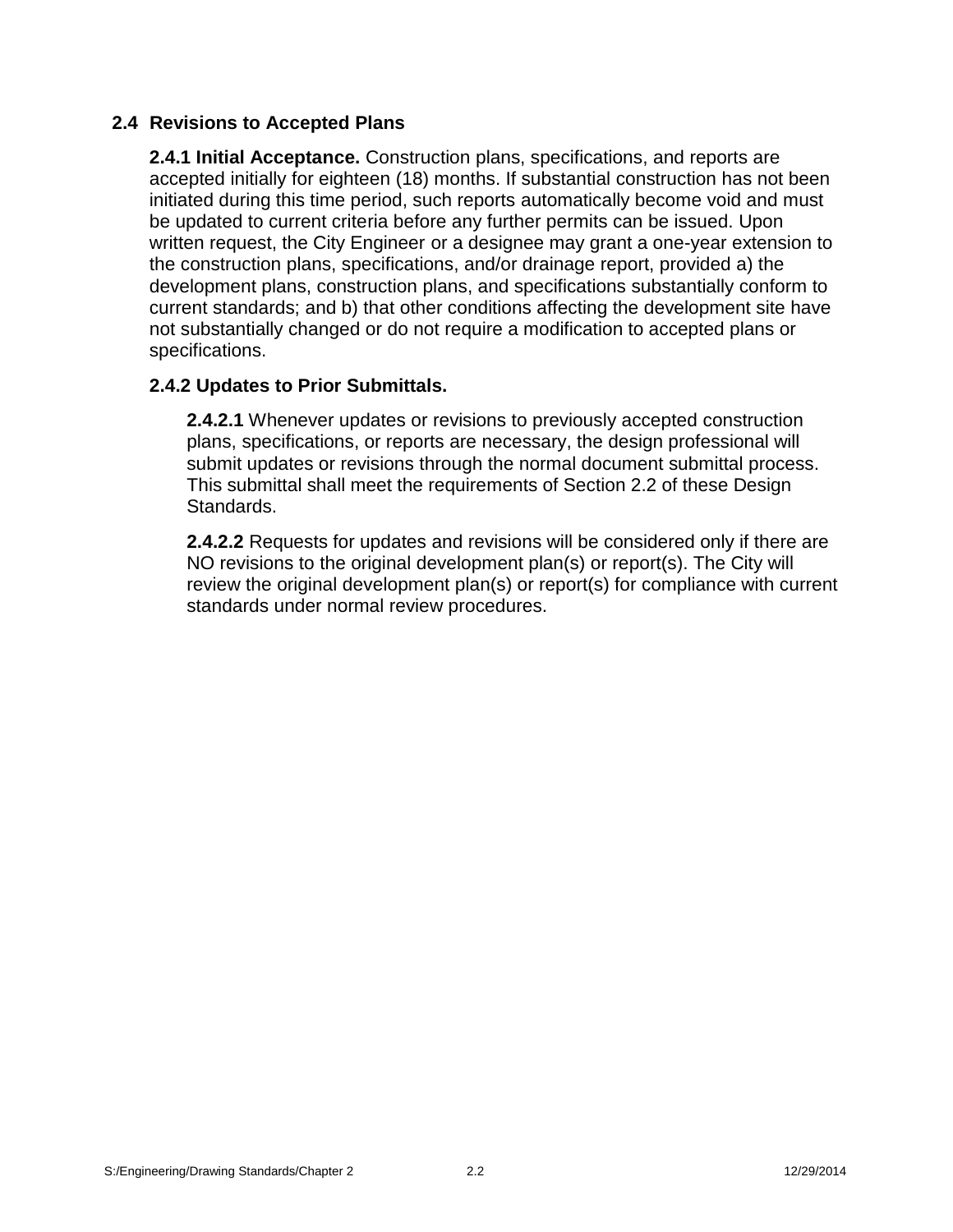## 2.4 Revisions to Accepted Plans

**2.4.1 Initial Acceptance.** Construction plans, specifications, and reports are accepted initially for eighteen (18) months. If substantial construction has not been initiated during this time period, such reports automatically become void and must be updated to current criteria before any further permits can be issued. Upon written request, the City Engineer or a designee may grant a one-year extension to the construction plans, specifications, and/or drainage report, provided a) the development plans, construction plans, and specifications substantially conform to current standards; and b) that other conditions affecting the development site have not substantially changed or do not require a modification to accepted plans or specifications.

**2.4.2 Updates to Prior Submittals.**

**2.4.2.1** Whenever updates or revisions to previously accepted construction plans, specifications, or reports are necessary, the design professional will submit updates or revisions through the normal document submittal process. This submittal shall meet the requirements of Section 2.2 of these Design Standards.

**2.4.2.2** Requests for updates and revisions will be considered only if there are NO revisions to the original development plan(s) or report(s). The City will review the original development plan(s) or report(s) for compliance with current standards under normal review procedures.